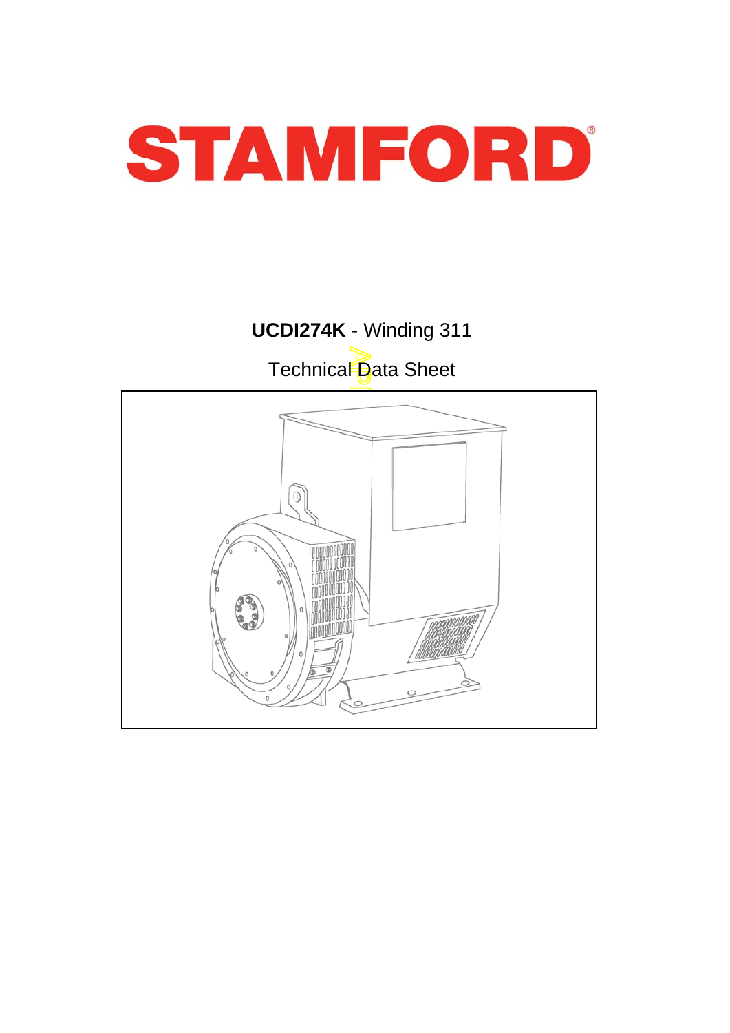# STAMFORD

**UCDI274K** - Winding 311

Technical Data Sheet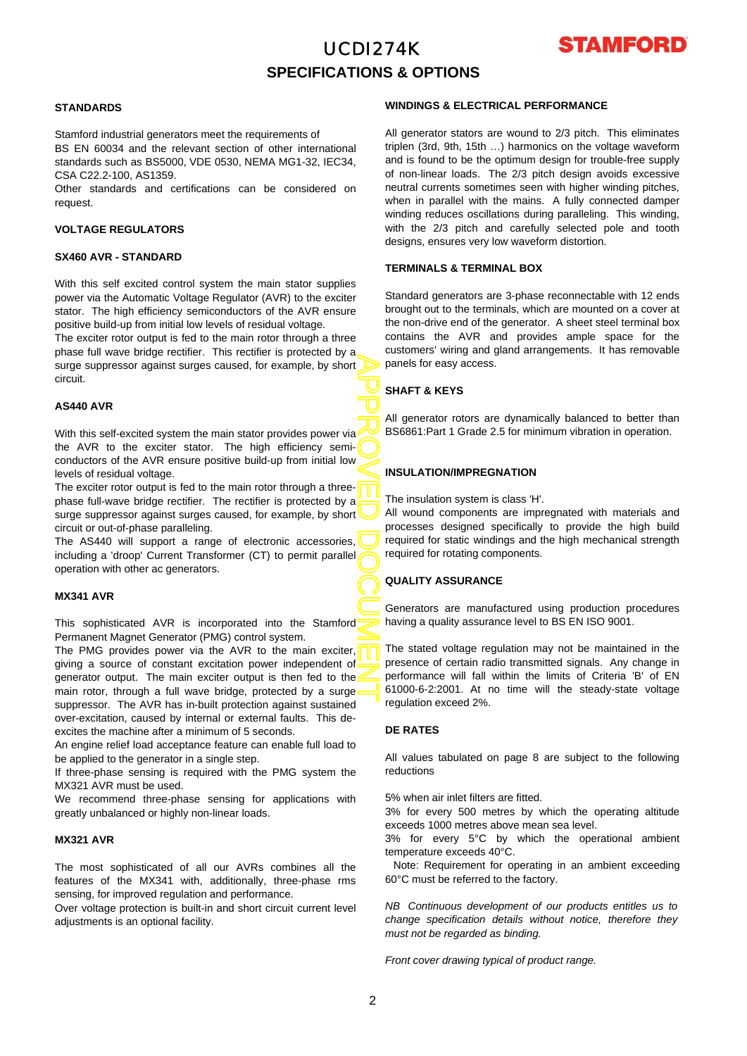# UCDI274K

## SPECIFICATIONS & OPTIONS

### STANDARDS

Stamford industrial generators meet the requirements of BS EN 60034 and the relevant section of other international standards such as BS5000, VDE 0530, NEMA MG1-32, IEC34, CSA C22.2-100, AS1359.

Other standards and certifications can be considered on request.

### VOLTAGE REGULATORS

#### SX460 AVR - STANDARD

With this self excited control system the main stator supplies power via the Automatic Voltage Regulator (AVR) to the exciter stator. The high efficiency semiconductors of the AVR ensure positive build-up from initial low levels of residual voltage.

The exciter rotor output is fed to the main rotor through a three phase full wave bridge rectifier. This rectifier is protected by a surge suppressor against surges caused, for example, by short circuit.

#### AS440 AVR

With this self-excited system the main stator provides power via the AVR to the exciter stator. The high efficiency semi-conductors of the AVR ensure positive build-up from initial low levels of residual voltage.

The exciter rotor output is fed to the main rotor through a three-phase full-wave bridge rectifier. The rectifier is protected by a surge suppressor against surges caused, for example, by short circuit or out-of-phase paralleling.

The AS440 will support a range of electronic accessories, including a 'droop' Current Transformer (CT) to permit parallel operation with other ac generators.

#### MX341 AVR

This sophisticated AVR is incorporated into the Stamford Permanent Magnet Generator (PMG) control system.

The PMG provides power via the AVR to the main exciter, giving a source of constant excitation power independent of generator output. The main exciter output is then fed to the main rotor, through a full wave bridge, protected by a surge suppressor. The AVR has in-built protection against sustained over-excitation, caused by internal or external faults. This de-excites the machine after a minimum of 5 seconds.

An engine relief load acceptance feature can enable full load to be applied to the generator in a single step.

If three-phase sensing is required with the PMG system the MX321 AVR must be used.

We recommend three-phase sensing for applications with greatly unbalanced or highly non-linear loads.

#### MX321 AVR

The most sophisticated of all our AVRs combines all the features of the MX341 with, additionally, three-phase rms sensing, for improved regulation and performance.

Over voltage protection is built-in and short circuit current level adjustments is an optional facility.

### WINDINGS & ELECTRICAL PERFORMANCE

All generator stators are wound to 2/3 pitch. This eliminates triplen (3rd, 9th, 15th …) harmonics on the voltage waveform and is found to be the optimum design for trouble-free supply of non-linear loads. The 2/3 pitch design avoids excessive neutral currents sometimes seen with higher winding pitches, when in parallel with the mains. A fully connected damper winding reduces oscillations during paralleling. This winding, with the 2/3 pitch and carefully selected pole and tooth designs, ensures very low waveform distortion.

### TERMINALS & TERMINAL BOX

Standard generators are 3-phase reconnectable with 12 ends brought out to the terminals, which are mounted on a cover at the non-drive end of the generator. A sheet steel terminal box contains the AVR and provides ample space for the customers' wiring and gland arrangements. It has removable panels for easy access.

### SHAFT & KEYS

All generator rotors are dynamically balanced to better than BS6861:Part 1 Grade 2.5 for minimum vibration in operation.

### INSULATION/IMPREGNATION

The insulation system is class 'H'.

All wound components are impregnated with materials and processes designed specifically to provide the high build required for static windings and the high mechanical strength required for rotating components.

### QUALITY ASSURANCE

Generators are manufactured using production procedures having a quality assurance level to BS EN ISO 9001.

The stated voltage regulation may not be maintained in the presence of certain radio transmitted signals. Any change in performance will fall within the limits of Criteria 'B' of EN 61000-6-2:2001. At no time will the steady-state voltage regulation exceed 2%.

### DE RATES

All values tabulated on page 8 are subject to the following reductions

5% when air inlet filters are fitted.

3% for every 500 metres by which the operating altitude exceeds 1000 metres above mean sea level.

3% for every 5°C by which the operational ambient temperature exceeds 40°C.

Note: Requirement for operating in an ambient exceeding 60°C must be referred to the factory.

*NB Continuous development of our products entitles us to change specification details without notice, therefore they must not be regarded as binding.*

*Front cover drawing typical of product range.*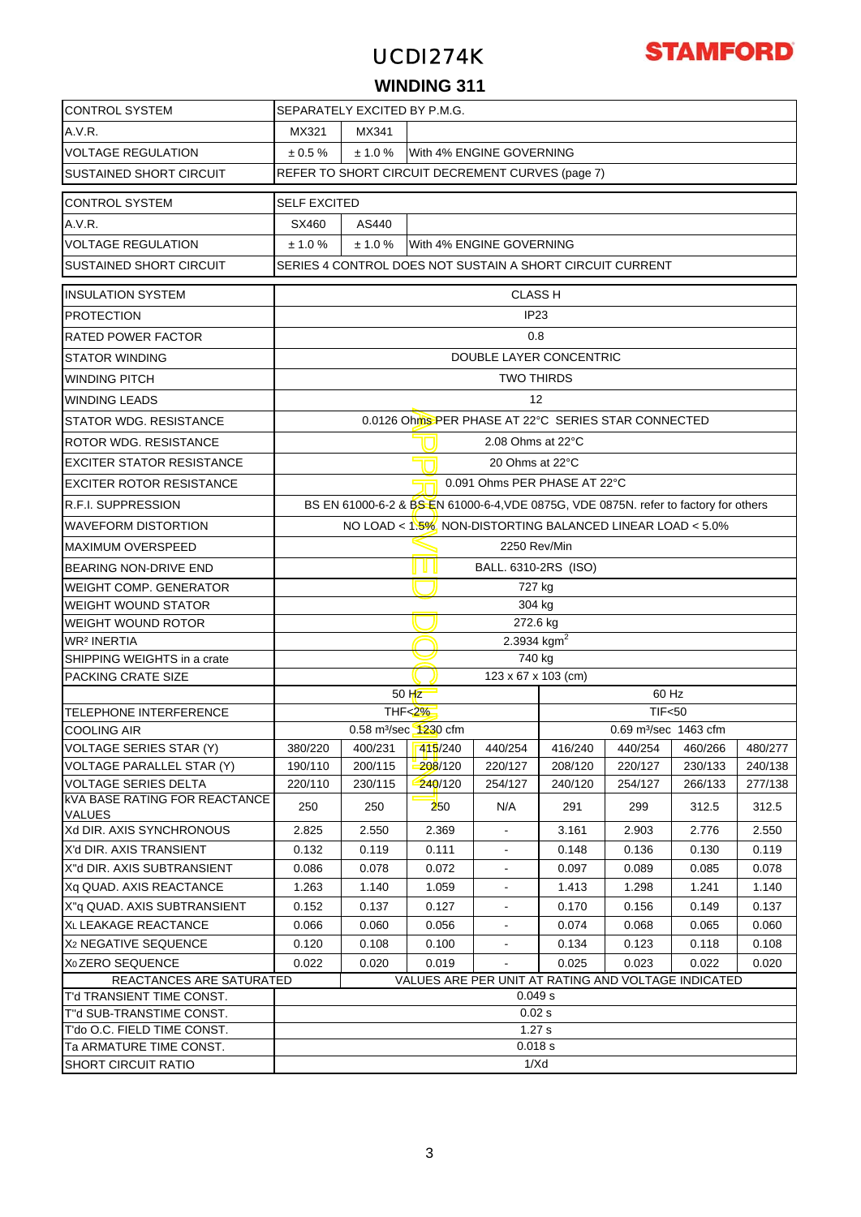# UCDI274K

**STAMFORD**

## WINDING 311

| | | | | | | | | |
|---|---|---|---|---|---|---|---|---|
| CONTROL SYSTEM | SEPARATELY EXCITED BY P.M.G. | | | | | | | |
| A.V.R. | MX321 | MX341 | | | | | | |
| VOLTAGE REGULATION | ± 0.5 % | ± 1.0 % | With 4% ENGINE GOVERNING | | | | | |
| SUSTAINED SHORT CIRCUIT | REFER TO SHORT CIRCUIT DECREMENT CURVES (page 7) | | | | | | | |
| CONTROL SYSTEM | SELF EXCITED | | | | | | | |
| A.V.R. | SX460 | AS440 | | | | | | |
| VOLTAGE REGULATION | ± 1.0 % | ± 1.0 % | With 4% ENGINE GOVERNING | | | | | |
| SUSTAINED SHORT CIRCUIT | SERIES 4 CONTROL DOES NOT SUSTAIN A SHORT CIRCUIT CURRENT | | | | | | | |
| INSULATION SYSTEM | CLASS H | | | | | | | |
| PROTECTION | IP23 | | | | | | | |
| RATED POWER FACTOR | 0.8 | | | | | | | |
| STATOR WINDING | DOUBLE LAYER CONCENTRIC | | | | | | | |
| WINDING PITCH | TWO THIRDS | | | | | | | |
| WINDING LEADS | 12 | | | | | | | |
| STATOR WDG. RESISTANCE | 0.0126 Ohms PER PHASE AT 22°C SERIES STAR CONNECTED | | | | | | | |
| ROTOR WDG. RESISTANCE | 2.08 Ohms at 22°C | | | | | | | |
| EXCITER STATOR RESISTANCE | 20 Ohms at 22°C | | | | | | | |
| EXCITER ROTOR RESISTANCE | 0.091 Ohms PER PHASE AT 22°C | | | | | | | |
| R.F.I. SUPPRESSION | BS EN 61000-6-2 & BS EN 61000-6-4,VDE 0875G, VDE 0875N. refer to factory for others | | | | | | | |
| WAVEFORM DISTORTION | NO LOAD < 1.5% NON-DISTORTING BALANCED LINEAR LOAD < 5.0% | | | | | | | |
| MAXIMUM OVERSPEED | 2250 Rev/Min | | | | | | | |
| BEARING NON-DRIVE END | BALL. 6310-2RS (ISO) | | | | | | | |
| WEIGHT COMP. GENERATOR | 727 kg | | | | | | | |
| WEIGHT WOUND STATOR | 304 kg | | | | | | | |
| WEIGHT WOUND ROTOR | 272.6 kg | | | | | | | |
| WR² INERTIA | 2.3934 kgm$^2$ | | | | | | | |
| SHIPPING WEIGHTS in a crate | 740 kg | | | | | | | |
| PACKING CRATE SIZE | 123 x 67 x 103 (cm) | | | | | | | |
| | 50 Hz | | | | 60 Hz | | | |
| TELEPHONE INTERFERENCE | THF<2% | | | | TIF<50 | | | |
| COOLING AIR | 0.58 m³/sec 1230 cfm | | | | 0.69 m³/sec 1463 cfm | | | |
| VOLTAGE SERIES STAR (Y) | 380/220 | 400/231 | 415/240 | 440/254 | 416/240 | 440/254 | 460/266 | 480/277 |
| VOLTAGE PARALLEL STAR (Y) | 190/110 | 200/115 | 208/120 | 220/127 | 208/120 | 220/127 | 230/133 | 240/138 |
| VOLTAGE SERIES DELTA | 220/110 | 230/115 | 240/120 | 254/127 | 240/120 | 254/127 | 266/133 | 277/138 |
| kVA BASE RATING FOR REACTANCE VALUES | 250 | 250 | 250 | N/A | 291 | 299 | 312.5 | 312.5 |
| Xd DIR. AXIS SYNCHRONOUS | 2.825 | 2.550 | 2.369 | - | 3.161 | 2.903 | 2.776 | 2.550 |
| X'd DIR. AXIS TRANSIENT | 0.132 | 0.119 | 0.111 | - | 0.148 | 0.136 | 0.130 | 0.119 |
| X''d DIR. AXIS SUBTRANSIENT | 0.086 | 0.078 | 0.072 | - | 0.097 | 0.089 | 0.085 | 0.078 |
| Xq QUAD. AXIS REACTANCE | 1.263 | 1.140 | 1.059 | - | 1.413 | 1.298 | 1.241 | 1.140 |
| X''q QUAD. AXIS SUBTRANSIENT | 0.152 | 0.137 | 0.127 | - | 0.170 | 0.156 | 0.149 | 0.137 |
| $X_L$ LEAKAGE REACTANCE | 0.066 | 0.060 | 0.056 | - | 0.074 | 0.068 | 0.065 | 0.060 |
| $X_2$ NEGATIVE SEQUENCE | 0.120 | 0.108 | 0.100 | - | 0.134 | 0.123 | 0.118 | 0.108 |
| $X_0$ ZERO SEQUENCE | 0.022 | 0.020 | 0.019 | - | 0.025 | 0.023 | 0.022 | 0.020 |
| REACTANCES ARE SATURATED | | VALUES ARE PER UNIT AT RATING AND VOLTAGE INDICATED | | | | | | |
| T'd TRANSIENT TIME CONST. | 0.049 s | | | | | | | |
| T''d SUB-TRANSTIME CONST. | 0.02 s | | | | | | | |
| T'do O.C. FIELD TIME CONST. | 1.27 s | | | | | | | |
| Ta ARMATURE TIME CONST. | 0.018 s | | | | | | | |
| SHORT CIRCUIT RATIO | 1/Xd | | | | | | | |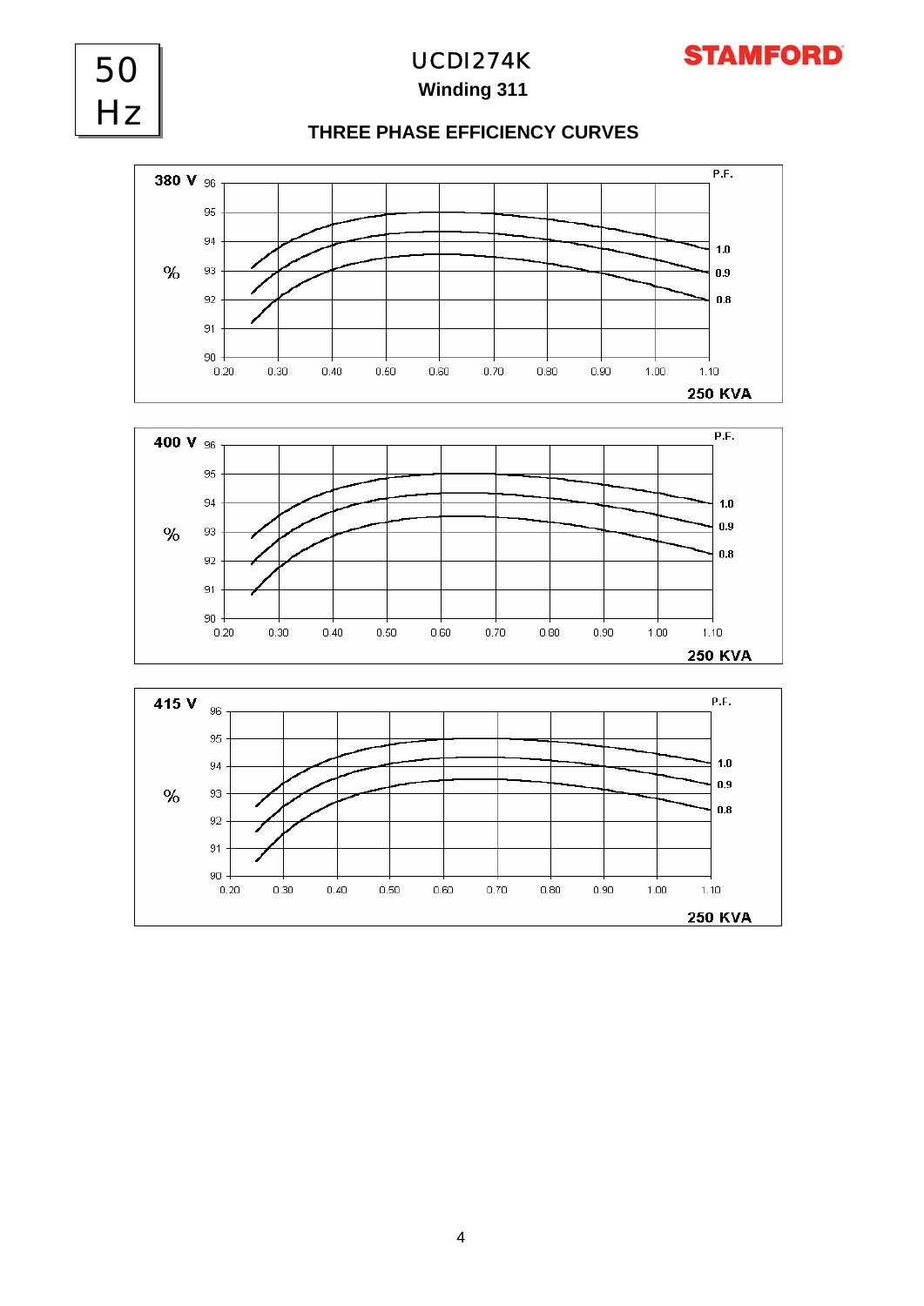50 Hz

# UCDI274K

## Winding 311

### THREE PHASE EFFICIENCY CURVES

**380 V**

%

P.F.: 1.0, 0.9, 0.8

Axis: 90, 91, 92, 93, 94, 95, 96 / 0.20, 0.30, 0.40, 0.50, 0.60, 0.70, 0.80, 0.90, 1.00, 1.10

**250 KVA**

**400 V**

%

P.F.: 1.0, 0.9, 0.8

Axis: 90, 91, 92, 93, 94, 95, 96 / 0.20, 0.30, 0.40, 0.50, 0.60, 0.70, 0.80, 0.90, 1.00, 1.10

**250 KVA**

**415 V**

%

P.F.: 1.0, 0.9, 0.8

Axis: 90, 91, 92, 93, 94, 95, 96 / 0.20, 0.30, 0.40, 0.50, 0.60, 0.70, 0.80, 0.90, 1.00, 1.10

**250 KVA**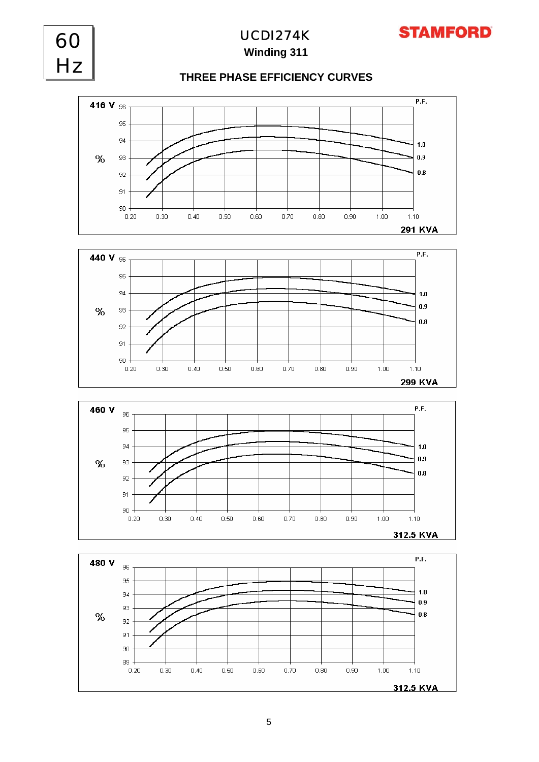# 60 Hz

## UCDI274K

### Winding 311

STAMFORD

## THREE PHASE EFFICIENCY CURVES

**416 V** — % vs. P.F. curves 1.0, 0.9, 0.8 — x-axis 0.20 to 1.10 — **291 KVA**

**440 V** — % vs. P.F. curves 1.0, 0.9, 0.8 — x-axis 0.20 to 1.10 — **299 KVA**

**460 V** — % vs. P.F. curves 1.0, 0.9, 0.8 — x-axis 0.20 to 1.10 — **312.5 KVA**

**480 V** — % vs. P.F. curves 1.0, 0.9, 0.8 — x-axis 0.20 to 1.10 — **312.5 KVA**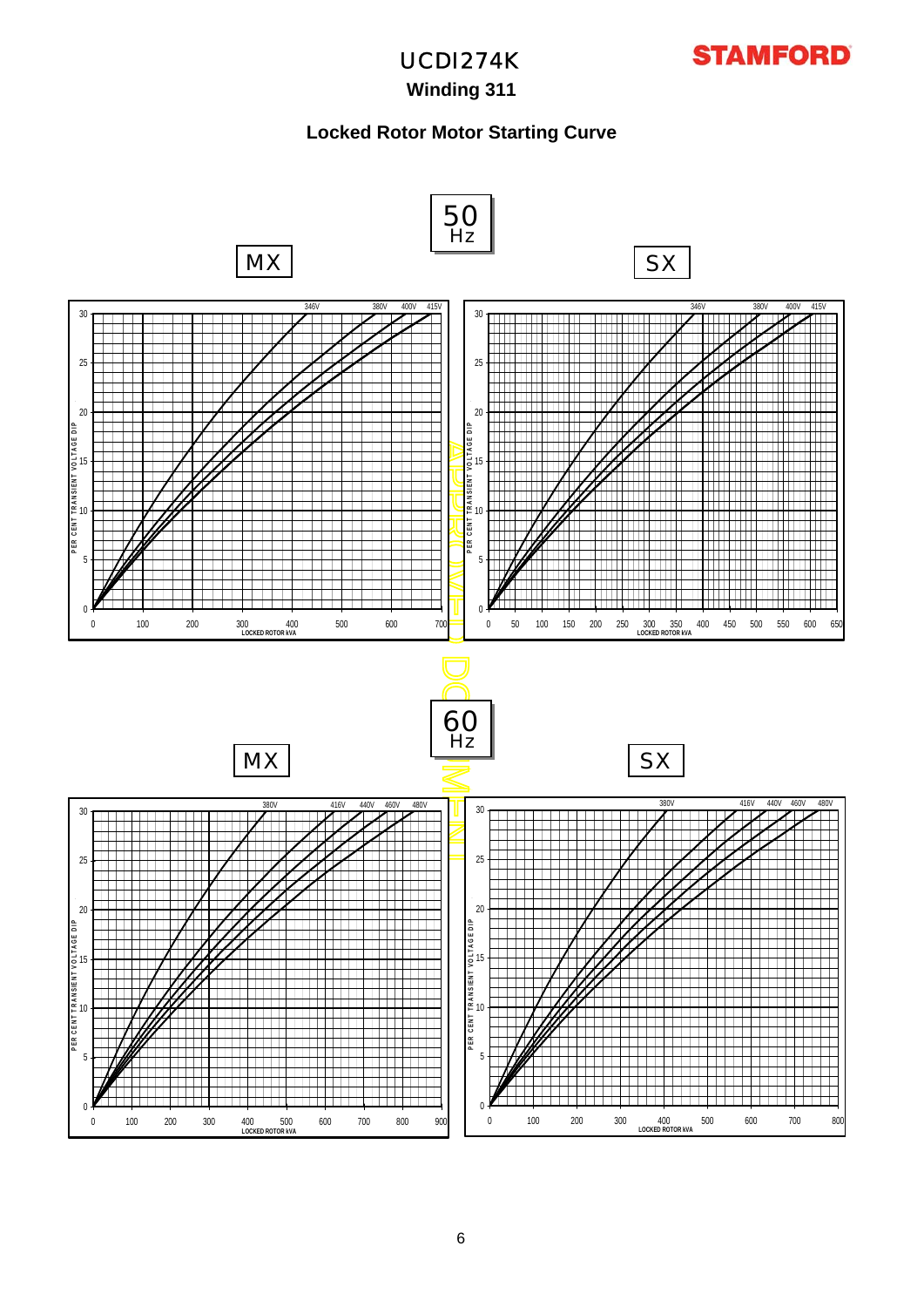# UCDI274K

**Winding 311**

## Locked Rotor Motor Starting Curve

**50 Hz**

MX

SX

346V 380V 400V 415V

PER CENT TRANSIENT VOLTAGE DIP

LOCKED ROTOR kVA

**60 Hz**

MX

SX

380V 416V 440V 460V 480V

PER CENT TRANSIENT VOLTAGE DIP

LOCKED ROTOR kVA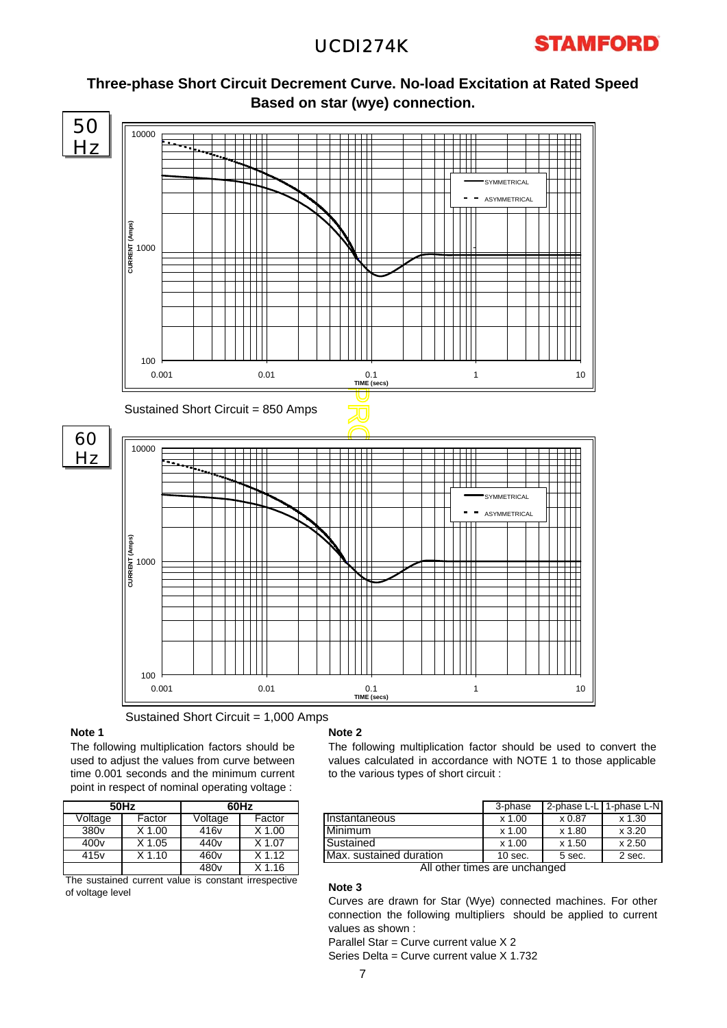## Three-phase Short Circuit Decrement Curve. No-load Excitation at Rated Speed
## Based on star (wye) connection.

**50 Hz**

Sustained Short Circuit = 850 Amps

**60 Hz**

Sustained Short Circuit = 1,000 Amps

**Note 1**

The following multiplication factors should be used to adjust the values from curve between time 0.001 seconds and the minimum current point in respect of nominal operating voltage :

| 50Hz | | 60Hz | |
|---|---|---|---|
| Voltage | Factor | Voltage | Factor |
| 380v | X 1.00 | 416v | X 1.00 |
| 400v | X 1.05 | 440v | X 1.07 |
| 415v | X 1.10 | 460v | X 1.12 |
| | | 480v | X 1.16 |

The sustained current value is constant irrespective of voltage level

**Note 2**

The following multiplication factor should be used to convert the values calculated in accordance with NOTE 1 to those applicable to the various types of short circuit :

| | 3-phase | 2-phase L-L | 1-phase L-N |
|---|---|---|---|
| Instantaneous | x 1.00 | x 0.87 | x 1.30 |
| Minimum | x 1.00 | x 1.80 | x 3.20 |
| Sustained | x 1.00 | x 1.50 | x 2.50 |
| Max. sustained duration | 10 sec. | 5 sec. | 2 sec. |

All other times are unchanged

**Note 3**

Curves are drawn for Star (Wye) connected machines. For other connection the following multipliers should be applied to current values as shown :

Parallel Star = Curve current value X 2

Series Delta = Curve current value X 1.732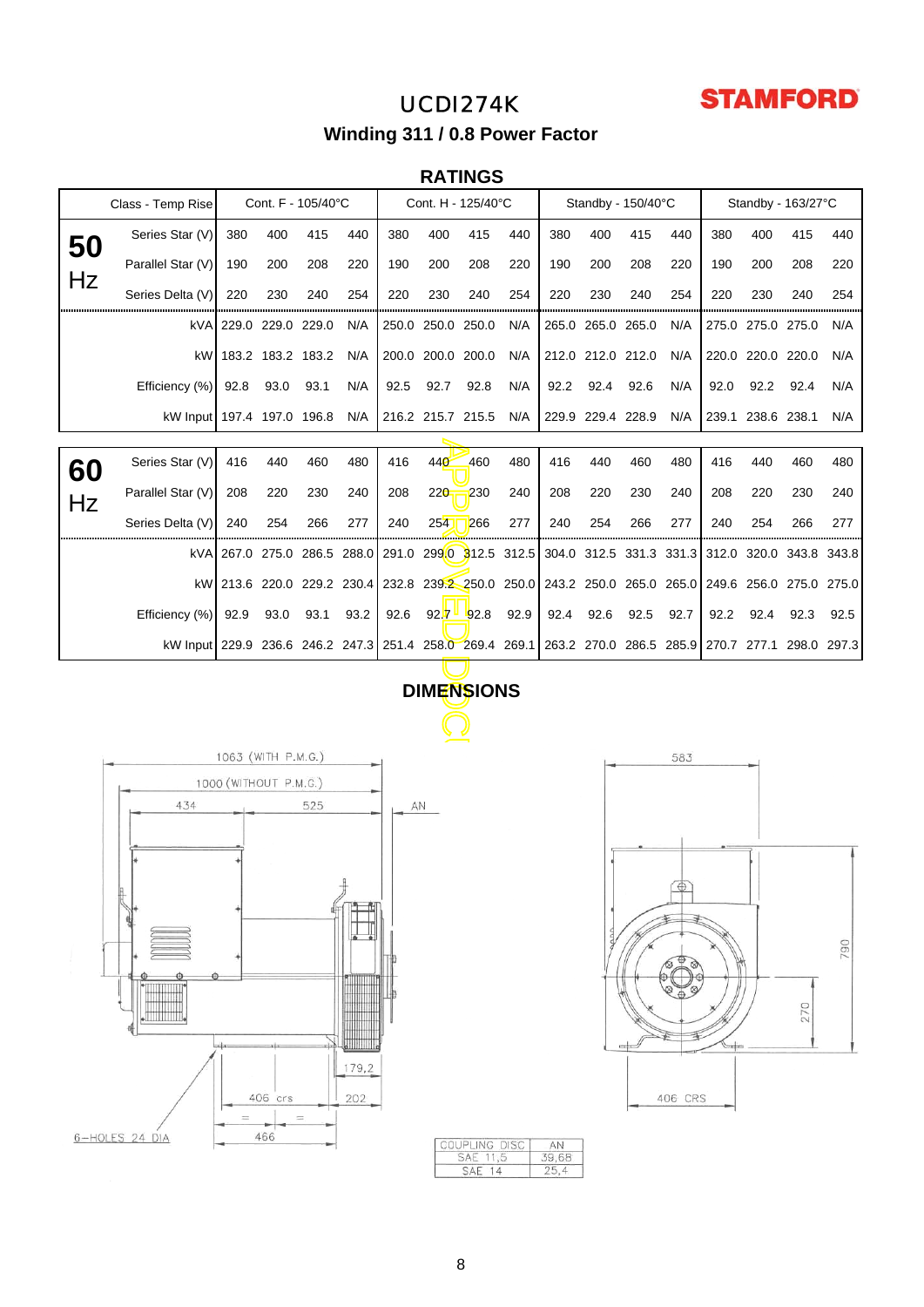# UCDI274K

**STAMFORD**

## Winding 311 / 0.8 Power Factor

### RATINGS

| | Class - Temp Rise | Cont. F - 105/40°C | | | | Cont. H - 125/40°C | | | | Standby - 150/40°C | | | | Standby - 163/27°C | | | |
|---|---|---|---|---|---|---|---|---|---|---|---|---|---|---|---|---|---|
| **50 Hz** | Series Star (V) | 380 | 400 | 415 | 440 | 380 | 400 | 415 | 440 | 380 | 400 | 415 | 440 | 380 | 400 | 415 | 440 |
| | Parallel Star (V) | 190 | 200 | 208 | 220 | 190 | 200 | 208 | 220 | 190 | 200 | 208 | 220 | 190 | 200 | 208 | 220 |
| | Series Delta (V) | 220 | 230 | 240 | 254 | 220 | 230 | 240 | 254 | 220 | 230 | 240 | 254 | 220 | 230 | 240 | 254 |
| | kVA | 229.0 | 229.0 | 229.0 | N/A | 250.0 | 250.0 | 250.0 | N/A | 265.0 | 265.0 | 265.0 | N/A | 275.0 | 275.0 | 275.0 | N/A |
| | kW | 183.2 | 183.2 | 183.2 | N/A | 200.0 | 200.0 | 200.0 | N/A | 212.0 | 212.0 | 212.0 | N/A | 220.0 | 220.0 | 220.0 | N/A |
| | Efficiency (%) | 92.8 | 93.0 | 93.1 | N/A | 92.5 | 92.7 | 92.8 | N/A | 92.2 | 92.4 | 92.6 | N/A | 92.0 | 92.2 | 92.4 | N/A |
| | kW Input | 197.4 | 197.0 | 196.8 | N/A | 216.2 | 215.7 | 215.5 | N/A | 229.9 | 229.4 | 228.9 | N/A | 239.1 | 238.6 | 238.1 | N/A |
| **60 Hz** | Series Star (V) | 416 | 440 | 460 | 480 | 416 | 440 | 460 | 480 | 416 | 440 | 460 | 480 | 416 | 440 | 460 | 480 |
| | Parallel Star (V) | 208 | 220 | 230 | 240 | 208 | 220 | 230 | 240 | 208 | 220 | 230 | 240 | 208 | 220 | 230 | 240 |
| | Series Delta (V) | 240 | 254 | 266 | 277 | 240 | 254 | 266 | 277 | 240 | 254 | 266 | 277 | 240 | 254 | 266 | 277 |
| | kVA | 267.0 | 275.0 | 286.5 | 288.0 | 291.0 | 299.0 | 312.5 | 312.5 | 304.0 | 312.5 | 331.3 | 331.3 | 312.0 | 320.0 | 343.8 | 343.8 |
| | kW | 213.6 | 220.0 | 229.2 | 230.4 | 232.8 | 239.2 | 250.0 | 250.0 | 243.2 | 250.0 | 265.0 | 265.0 | 249.6 | 256.0 | 275.0 | 275.0 |
| | Efficiency (%) | 92.9 | 93.0 | 93.1 | 93.2 | 92.6 | 92.7 | 92.8 | 92.9 | 92.4 | 92.6 | 92.5 | 92.7 | 92.2 | 92.4 | 92.3 | 92.5 |
| | kW Input | 229.9 | 236.6 | 246.2 | 247.3 | 251.4 | 258.0 | 269.4 | 269.1 | 263.2 | 270.0 | 286.5 | 285.9 | 270.7 | 277.1 | 298.0 | 297.3 |

### DIMENSIONS

1063 (WITH P.M.G.)
1000 (WITHOUT P.M.G.)
434 525 AN
179,2
406 crs 202
466
6-HOLES 24 DIA
583
790
270
406 CRS

| COUPLING DISC | AN |
|---|---|
| SAE 11,5 | 39,68 |
| SAE 14 | 25,4 |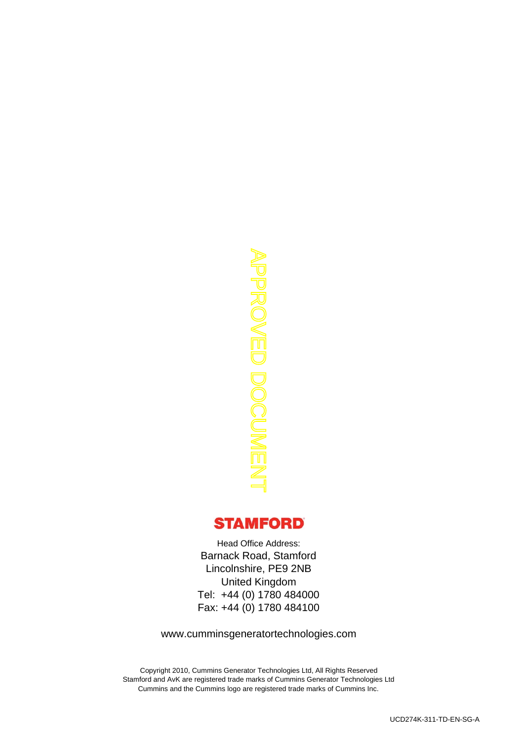APPROVED DOCUMENT

**STAMFORD**

Head Office Address:
Barnack Road, Stamford
Lincolnshire, PE9 2NB
United Kingdom
Tel: +44 (0) 1780 484000
Fax: +44 (0) 1780 484100

www.cumminsgeneratortechnologies.com

Copyright 2010, Cummins Generator Technologies Ltd, All Rights Reserved
Stamford and AvK are registered trade marks of Cummins Generator Technologies Ltd
Cummins and the Cummins logo are registered trade marks of Cummins Inc.

UCD274K-311-TD-EN-SG-A